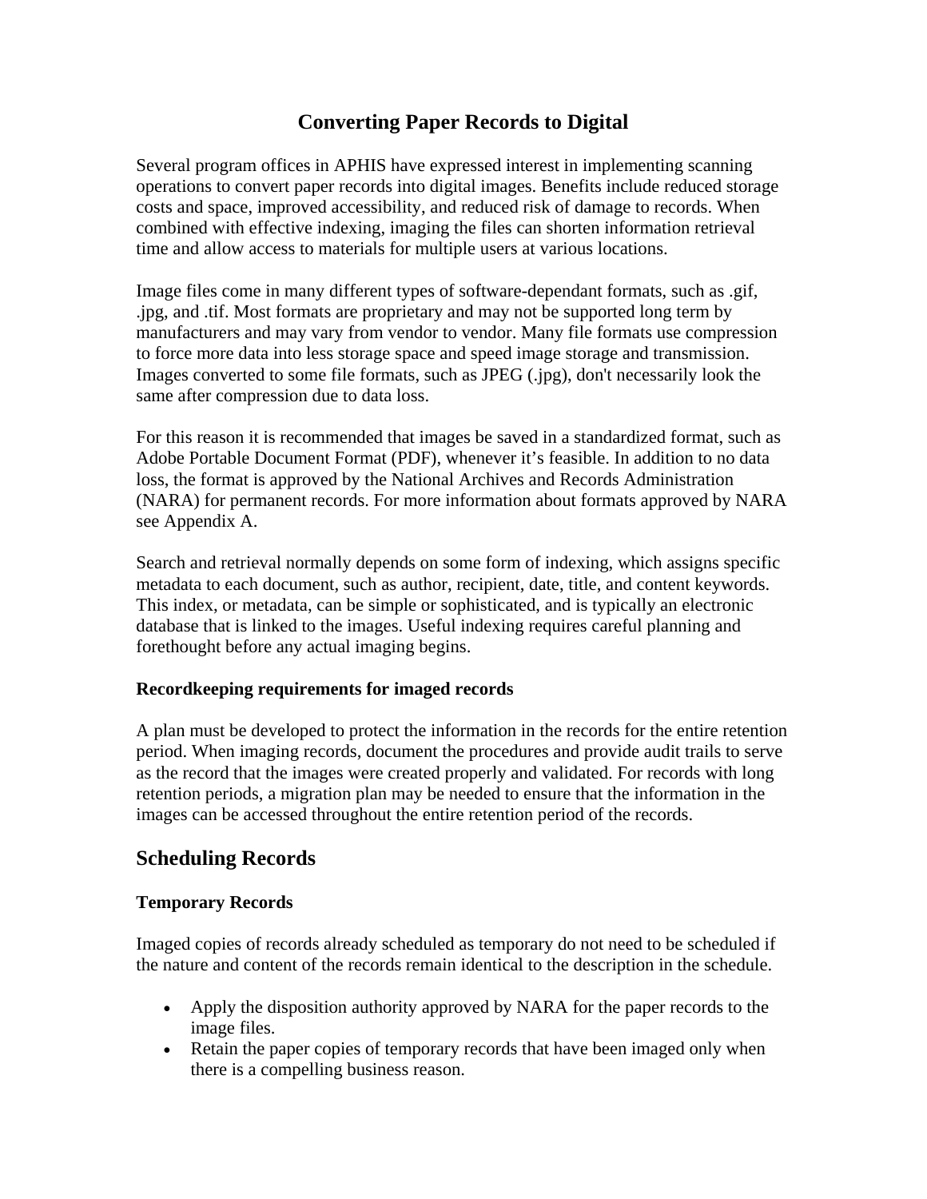# Converting Paper Records to Digital

Several program offices in APHIS have expressed interest in implementing scanning operations to convert paper records into digital images. Benefits include reduced storage costs and space, improved accessibility, and reduced risk of damage to records. When combined with effective indexing, imaging the files can shorten information retrieval time and allow access to materials for multiple users at various locations.

Image files come in many different types of software-dependant formats, such as .gif, .jpg, and .tif. Most formats are proprietary and may not be supported long term by manufacturers and may vary from vendor to vendor. Many file formats use compression to force more data into less storage space and speed image storage and transmission. Images converted to some file formats, such as JPEG (.jpg), don't necessarily look the same after compression due to data loss.

For this reason it is recommended that images be saved in a standardized format, such as Adobe Portable Document Format (PDF), whenever it's feasible. In addition to no data loss, the format is approved by the National Archives and Records Administration (NARA) for permanent records. For more information about formats approved by NARA see Appendix A.

Search and retrieval normally depends on some form of indexing, which assigns specific metadata to each document, such as author, recipient, date, title, and content keywords. This index, or metadata, can be simple or sophisticated, and is typically an electronic database that is linked to the images. Useful indexing requires careful planning and forethought before any actual imaging begins.

### Recordkeeping requirements for imaged records

A plan must be developed to protect the information in the records for the entire retention period. When imaging records, document the procedures and provide audit trails to serve as the record that the images were created properly and validated. For records with long retention periods, a migration plan may be needed to ensure that the information in the images can be accessed throughout the entire retention period of the records.

## Scheduling Records

### Temporary Records

Imaged copies of records already scheduled as temporary do not need to be scheduled if the nature and content of the records remain identical to the description in the schedule.

- Apply the disposition authority approved by NARA for the paper records to the image files.
- Retain the paper copies of temporary records that have been imaged only when there is a compelling business reason.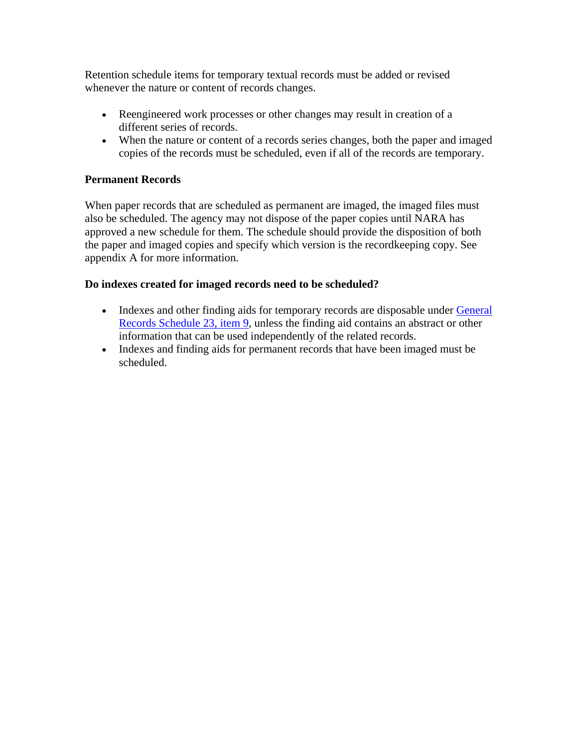Retention schedule items for temporary textual records must be added or revised whenever the nature or content of records changes.

- Reengineered work processes or other changes may result in creation of a different series of records.
- When the nature or content of a records series changes, both the paper and imaged copies of the records must be scheduled, even if all of the records are temporary.

**Permanent Records**

When paper records that are scheduled as permanent are imaged, the imaged files must also be scheduled. The agency may not dispose of the paper copies until NARA has approved a new schedule for them. The schedule should provide the disposition of both the paper and imaged copies and specify which version is the recordkeeping copy. See appendix A for more information.

**Do indexes created for imaged records need to be scheduled?**

- Indexes and other finding aids for temporary records are disposable under General Records Schedule 23, item 9, unless the finding aid contains an abstract or other information that can be used independently of the related records.
- Indexes and finding aids for permanent records that have been imaged must be scheduled.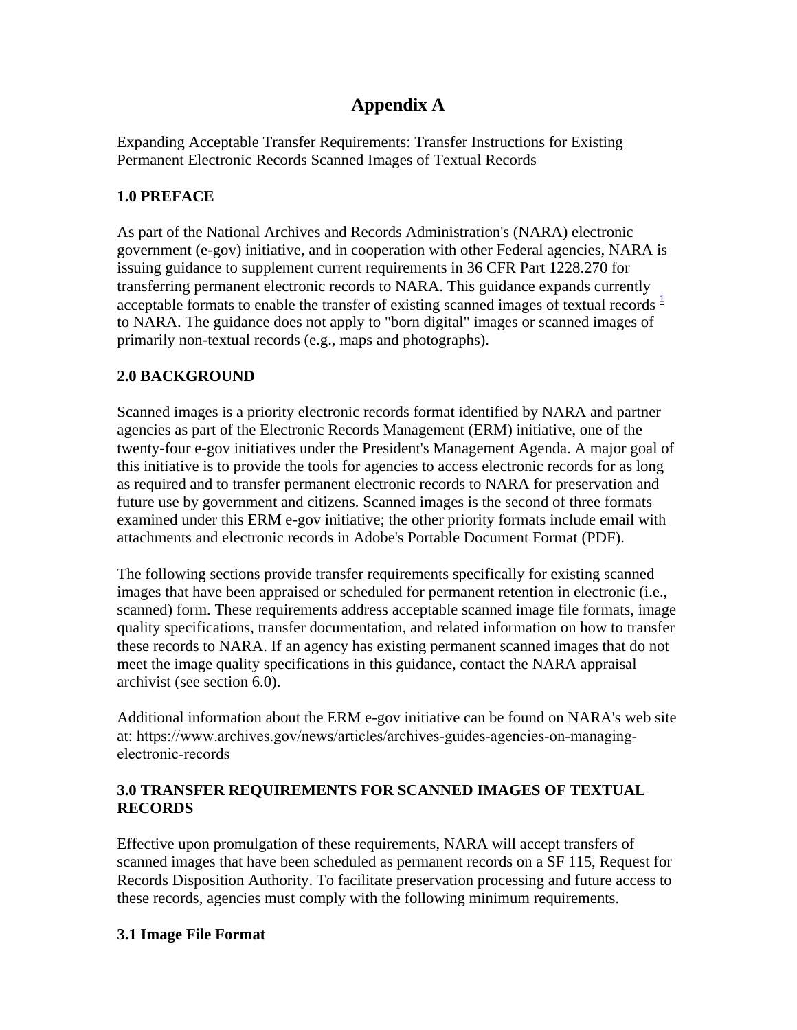# Appendix A

Expanding Acceptable Transfer Requirements: Transfer Instructions for Existing Permanent Electronic Records Scanned Images of Textual Records

### 1.0 PREFACE

As part of the National Archives and Records Administration's (NARA) electronic government (e-gov) initiative, and in cooperation with other Federal agencies, NARA is issuing guidance to supplement current requirements in 36 CFR Part 1228.270 for transferring permanent electronic records to NARA. This guidance expands currently acceptable formats to enable the transfer of existing scanned images of textual records [1] to NARA. The guidance does not apply to "born digital" images or scanned images of primarily non-textual records (e.g., maps and photographs).

### 2.0 BACKGROUND

Scanned images is a priority electronic records format identified by NARA and partner agencies as part of the Electronic Records Management (ERM) initiative, one of the twenty-four e-gov initiatives under the President's Management Agenda. A major goal of this initiative is to provide the tools for agencies to access electronic records for as long as required and to transfer permanent electronic records to NARA for preservation and future use by government and citizens. Scanned images is the second of three formats examined under this ERM e-gov initiative; the other priority formats include email with attachments and electronic records in Adobe's Portable Document Format (PDF).

The following sections provide transfer requirements specifically for existing scanned images that have been appraised or scheduled for permanent retention in electronic (i.e., scanned) form. These requirements address acceptable scanned image file formats, image quality specifications, transfer documentation, and related information on how to transfer these records to NARA. If an agency has existing permanent scanned images that do not meet the image quality specifications in this guidance, contact the NARA appraisal archivist (see section 6.0).

Additional information about the ERM e-gov initiative can be found on NARA's web site at: https://www.archives.gov/news/articles/archives-guides-agencies-on-managing-electronic-records

### 3.0 TRANSFER REQUIREMENTS FOR SCANNED IMAGES OF TEXTUAL RECORDS

Effective upon promulgation of these requirements, NARA will accept transfers of scanned images that have been scheduled as permanent records on a SF 115, Request for Records Disposition Authority. To facilitate preservation processing and future access to these records, agencies must comply with the following minimum requirements.

### 3.1 Image File Format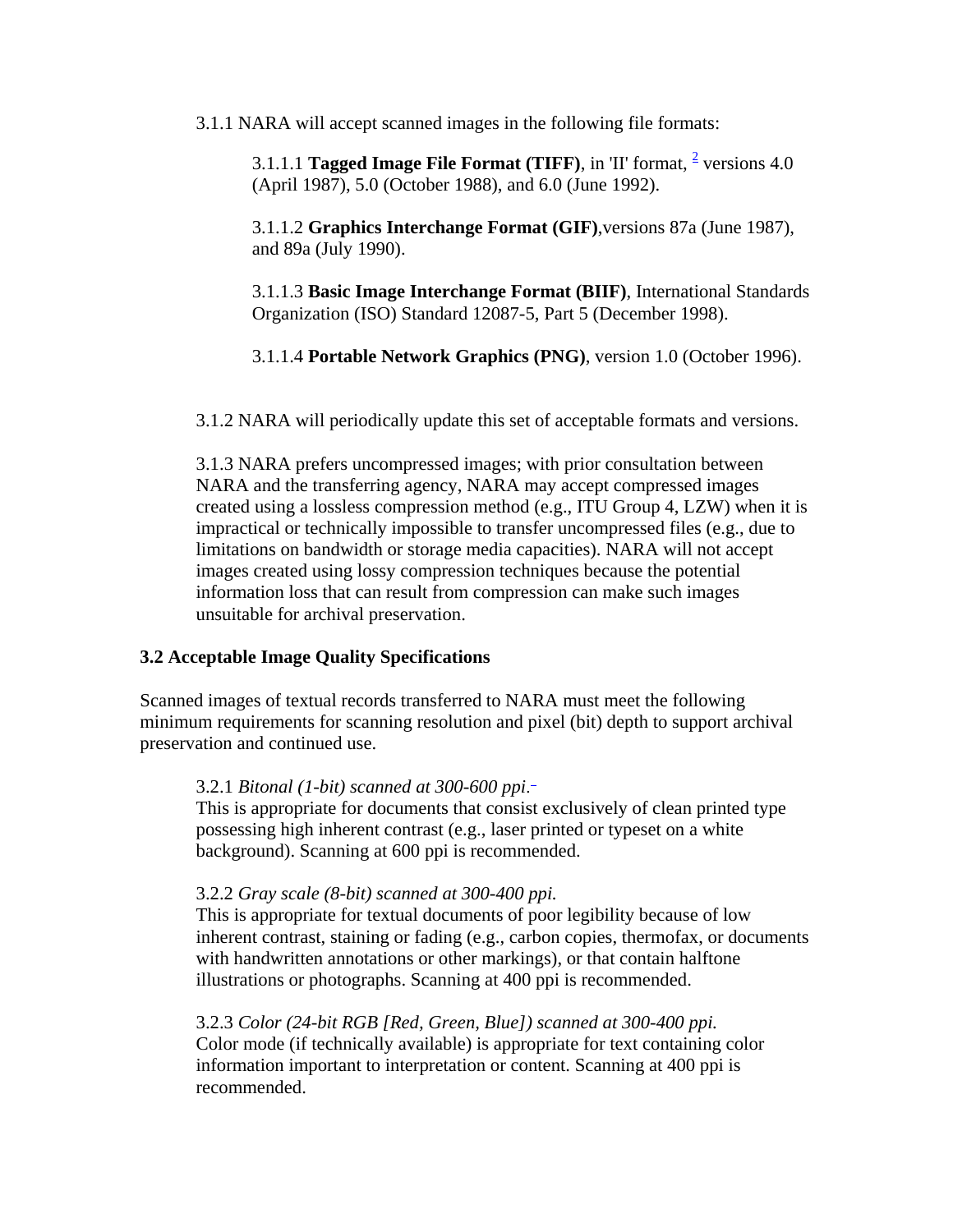3.1.1 NARA will accept scanned images in the following file formats:

3.1.1.1 **Tagged Image File Format (TIFF)**, in 'II' format, [2] versions 4.0 (April 1987), 5.0 (October 1988), and 6.0 (June 1992).

3.1.1.2 **Graphics Interchange Format (GIF)**,versions 87a (June 1987), and 89a (July 1990).

3.1.1.3 **Basic Image Interchange Format (BIIF)**, International Standards Organization (ISO) Standard 12087-5, Part 5 (December 1998).

3.1.1.4 **Portable Network Graphics (PNG)**, version 1.0 (October 1996).

3.1.2 NARA will periodically update this set of acceptable formats and versions.

3.1.3 NARA prefers uncompressed images; with prior consultation between NARA and the transferring agency, NARA may accept compressed images created using a lossless compression method (e.g., ITU Group 4, LZW) when it is impractical or technically impossible to transfer uncompressed files (e.g., due to limitations on bandwidth or storage media capacities). NARA will not accept images created using lossy compression techniques because the potential information loss that can result from compression can make such images unsuitable for archival preservation.

**3.2 Acceptable Image Quality Specifications**

Scanned images of textual records transferred to NARA must meet the following minimum requirements for scanning resolution and pixel (bit) depth to support archival preservation and continued use.

3.2.1 *Bitonal (1-bit) scanned at 300-600 ppi*.
This is appropriate for documents that consist exclusively of clean printed type possessing high inherent contrast (e.g., laser printed or typeset on a white background). Scanning at 600 ppi is recommended.

3.2.2 *Gray scale (8-bit) scanned at 300-400 ppi.*
This is appropriate for textual documents of poor legibility because of low inherent contrast, staining or fading (e.g., carbon copies, thermofax, or documents with handwritten annotations or other markings), or that contain halftone illustrations or photographs. Scanning at 400 ppi is recommended.

3.2.3 *Color (24-bit RGB [Red, Green, Blue]) scanned at 300-400 ppi.*
Color mode (if technically available) is appropriate for text containing color information important to interpretation or content. Scanning at 400 ppi is recommended.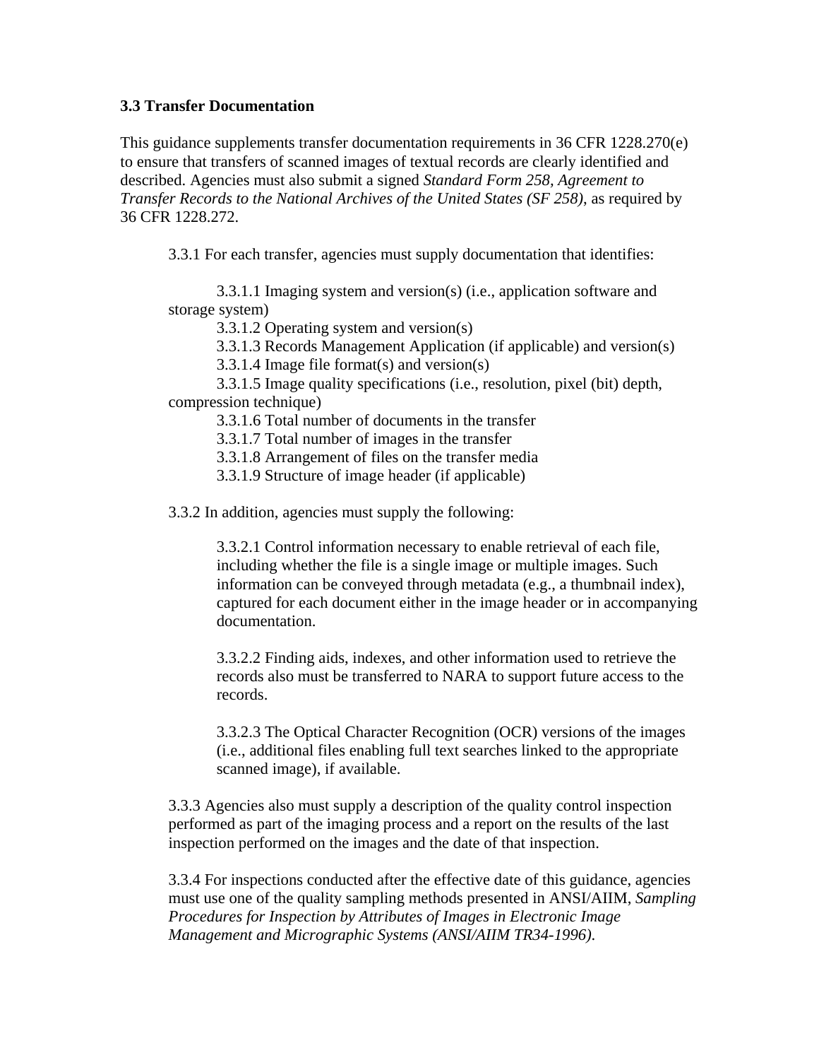### 3.3 Transfer Documentation

This guidance supplements transfer documentation requirements in 36 CFR 1228.270(e) to ensure that transfers of scanned images of textual records are clearly identified and described. Agencies must also submit a signed *Standard Form 258, Agreement to Transfer Records to the National Archives of the United States (SF 258)*, as required by 36 CFR 1228.272.

3.3.1 For each transfer, agencies must supply documentation that identifies:

3.3.1.1 Imaging system and version(s) (i.e., application software and storage system)
3.3.1.2 Operating system and version(s)
3.3.1.3 Records Management Application (if applicable) and version(s)
3.3.1.4 Image file format(s) and version(s)
3.3.1.5 Image quality specifications (i.e., resolution, pixel (bit) depth, compression technique)
3.3.1.6 Total number of documents in the transfer
3.3.1.7 Total number of images in the transfer
3.3.1.8 Arrangement of files on the transfer media
3.3.1.9 Structure of image header (if applicable)

3.3.2 In addition, agencies must supply the following:

3.3.2.1 Control information necessary to enable retrieval of each file, including whether the file is a single image or multiple images. Such information can be conveyed through metadata (e.g., a thumbnail index), captured for each document either in the image header or in accompanying documentation.

3.3.2.2 Finding aids, indexes, and other information used to retrieve the records also must be transferred to NARA to support future access to the records.

3.3.2.3 The Optical Character Recognition (OCR) versions of the images (i.e., additional files enabling full text searches linked to the appropriate scanned image), if available.

3.3.3 Agencies also must supply a description of the quality control inspection performed as part of the imaging process and a report on the results of the last inspection performed on the images and the date of that inspection.

3.3.4 For inspections conducted after the effective date of this guidance, agencies must use one of the quality sampling methods presented in ANSI/AIIM, *Sampling Procedures for Inspection by Attributes of Images in Electronic Image Management and Micrographic Systems (ANSI/AIIM TR34-1996)*.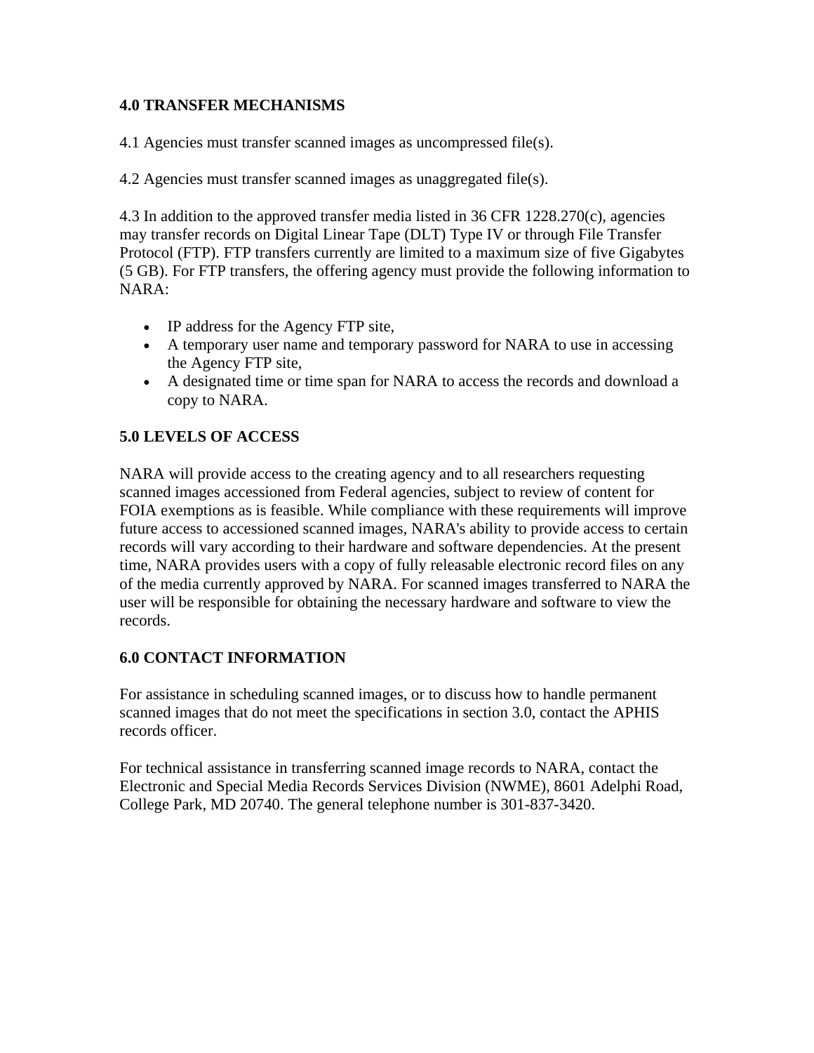## 4.0 TRANSFER MECHANISMS

4.1 Agencies must transfer scanned images as uncompressed file(s).

4.2 Agencies must transfer scanned images as unaggregated file(s).

4.3 In addition to the approved transfer media listed in 36 CFR 1228.270(c), agencies may transfer records on Digital Linear Tape (DLT) Type IV or through File Transfer Protocol (FTP). FTP transfers currently are limited to a maximum size of five Gigabytes (5 GB). For FTP transfers, the offering agency must provide the following information to NARA:

- IP address for the Agency FTP site,
- A temporary user name and temporary password for NARA to use in accessing the Agency FTP site,
- A designated time or time span for NARA to access the records and download a copy to NARA.

## 5.0 LEVELS OF ACCESS

NARA will provide access to the creating agency and to all researchers requesting scanned images accessioned from Federal agencies, subject to review of content for FOIA exemptions as is feasible. While compliance with these requirements will improve future access to accessioned scanned images, NARA's ability to provide access to certain records will vary according to their hardware and software dependencies. At the present time, NARA provides users with a copy of fully releasable electronic record files on any of the media currently approved by NARA. For scanned images transferred to NARA the user will be responsible for obtaining the necessary hardware and software to view the records.

## 6.0 CONTACT INFORMATION

For assistance in scheduling scanned images, or to discuss how to handle permanent scanned images that do not meet the specifications in section 3.0, contact the APHIS records officer.

For technical assistance in transferring scanned image records to NARA, contact the Electronic and Special Media Records Services Division (NWME), 8601 Adelphi Road, College Park, MD 20740. The general telephone number is 301-837-3420.